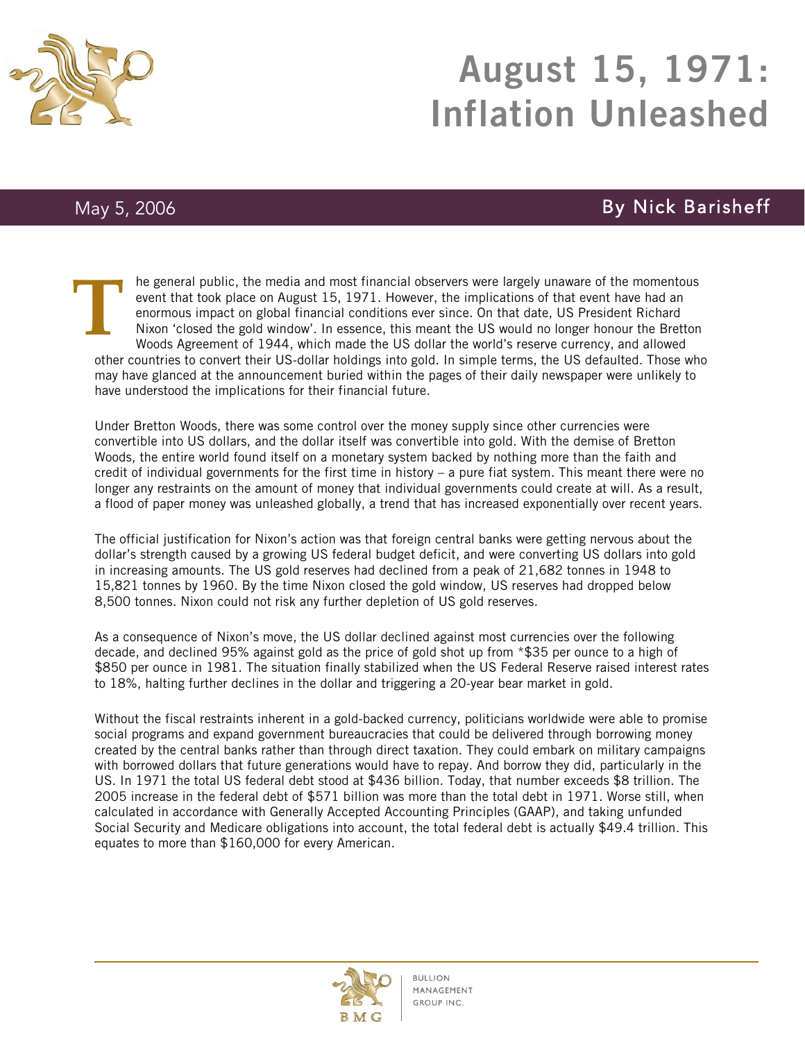# August 15, 1971: Inflation Unleashed

May 5, 2006

By Nick Barisheff

The general public, the media and most financial observers were largely unaware of the momentous event that took place on August 15, 1971. However, the implications of that event have had an enormous impact on global financial conditions ever since. On that date, US President Richard Nixon 'closed the gold window'. In essence, this meant the US would no longer honour the Bretton Woods Agreement of 1944, which made the US dollar the world's reserve currency, and allowed other countries to convert their US-dollar holdings into gold. In simple terms, the US defaulted. Those who may have glanced at the announcement buried within the pages of their daily newspaper were unlikely to have understood the implications for their financial future.

Under Bretton Woods, there was some control over the money supply since other currencies were convertible into US dollars, and the dollar itself was convertible into gold. With the demise of Bretton Woods, the entire world found itself on a monetary system backed by nothing more than the faith and credit of individual governments for the first time in history – a pure fiat system. This meant there were no longer any restraints on the amount of money that individual governments could create at will. As a result, a flood of paper money was unleashed globally, a trend that has increased exponentially over recent years.

The official justification for Nixon's action was that foreign central banks were getting nervous about the dollar's strength caused by a growing US federal budget deficit, and were converting US dollars into gold in increasing amounts. The US gold reserves had declined from a peak of 21,682 tonnes in 1948 to 15,821 tonnes by 1960. By the time Nixon closed the gold window, US reserves had dropped below 8,500 tonnes. Nixon could not risk any further depletion of US gold reserves.

As a consequence of Nixon's move, the US dollar declined against most currencies over the following decade, and declined 95% against gold as the price of gold shot up from *$35 per ounce to a high of $850 per ounce in 1981. The situation finally stabilized when the US Federal Reserve raised interest rates to 18%, halting further declines in the dollar and triggering a 20-year bear market in gold.

Without the fiscal restraints inherent in a gold-backed currency, politicians worldwide were able to promise social programs and expand government bureaucracies that could be delivered through borrowing money created by the central banks rather than through direct taxation. They could embark on military campaigns with borrowed dollars that future generations would have to repay. And borrow they did, particularly in the US. In 1971 the total US federal debt stood at $436 billion. Today, that number exceeds $8 trillion. The 2005 increase in the federal debt of $571 billion was more than the total debt in 1971. Worse still, when calculated in accordance with Generally Accepted Accounting Principles (GAAP), and taking unfunded Social Security and Medicare obligations into account, the total federal debt is actually $49.4 trillion. This equates to more than $160,000 for every American.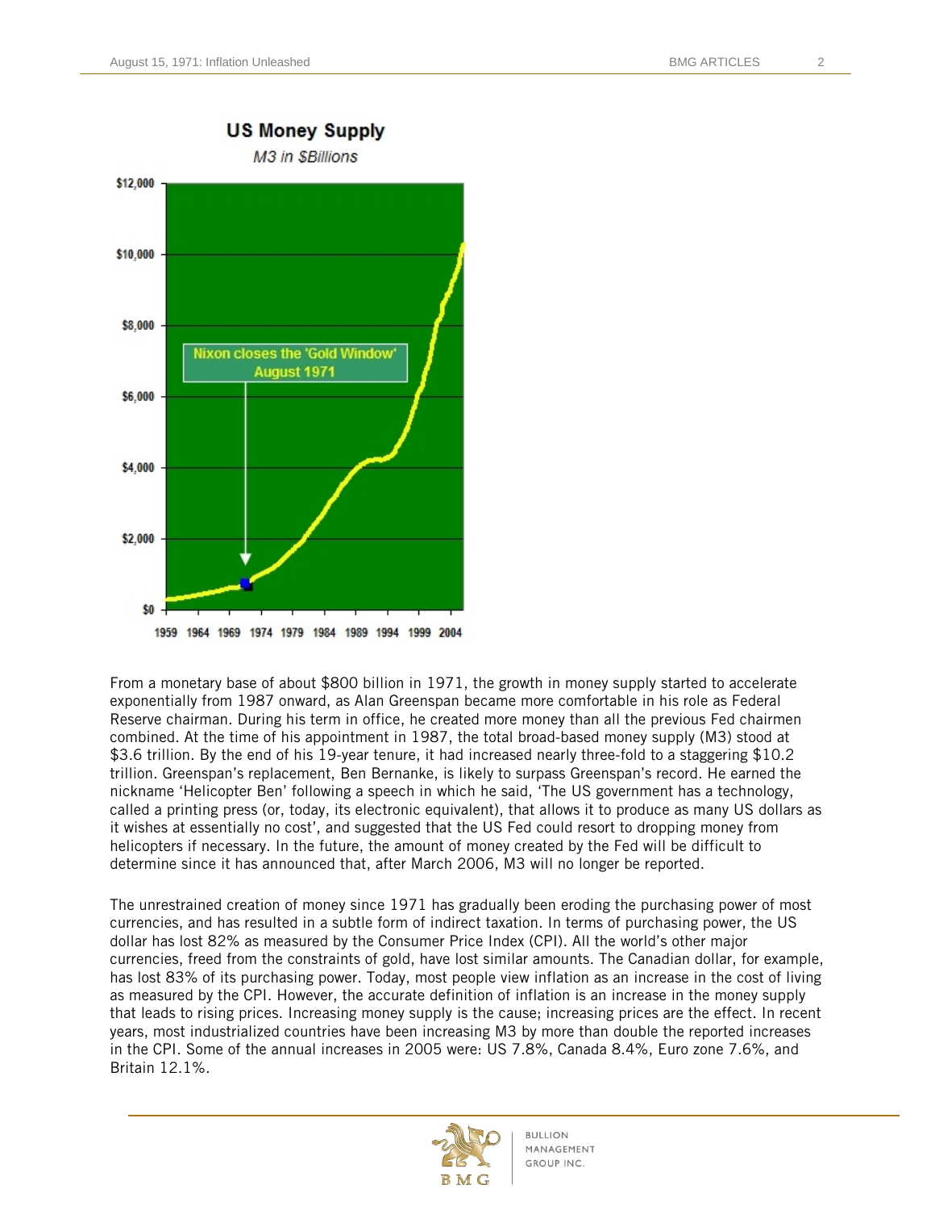**US Money Supply**

*M3 in $Billions*

Nixon closes the 'Gold Window' August 1971

From a monetary base of about $800 billion in 1971, the growth in money supply started to accelerate exponentially from 1987 onward, as Alan Greenspan became more comfortable in his role as Federal Reserve chairman. During his term in office, he created more money than all the previous Fed chairmen combined. At the time of his appointment in 1987, the total broad-based money supply (M3) stood at $3.6 trillion. By the end of his 19-year tenure, it had increased nearly three-fold to a staggering $10.2 trillion. Greenspan's replacement, Ben Bernanke, is likely to surpass Greenspan's record. He earned the nickname 'Helicopter Ben' following a speech in which he said, 'The US government has a technology, called a printing press (or, today, its electronic equivalent), that allows it to produce as many US dollars as it wishes at essentially no cost', and suggested that the US Fed could resort to dropping money from helicopters if necessary. In the future, the amount of money created by the Fed will be difficult to determine since it has announced that, after March 2006, M3 will no longer be reported.

The unrestrained creation of money since 1971 has gradually been eroding the purchasing power of most currencies, and has resulted in a subtle form of indirect taxation. In terms of purchasing power, the US dollar has lost 82% as measured by the Consumer Price Index (CPI). All the world's other major currencies, freed from the constraints of gold, have lost similar amounts. The Canadian dollar, for example, has lost 83% of its purchasing power. Today, most people view inflation as an increase in the cost of living as measured by the CPI. However, the accurate definition of inflation is an increase in the money supply that leads to rising prices. Increasing money supply is the cause; increasing prices are the effect. In recent years, most industrialized countries have been increasing M3 by more than double the reported increases in the CPI. Some of the annual increases in 2005 were: US 7.8%, Canada 8.4%, Euro zone 7.6%, and Britain 12.1%.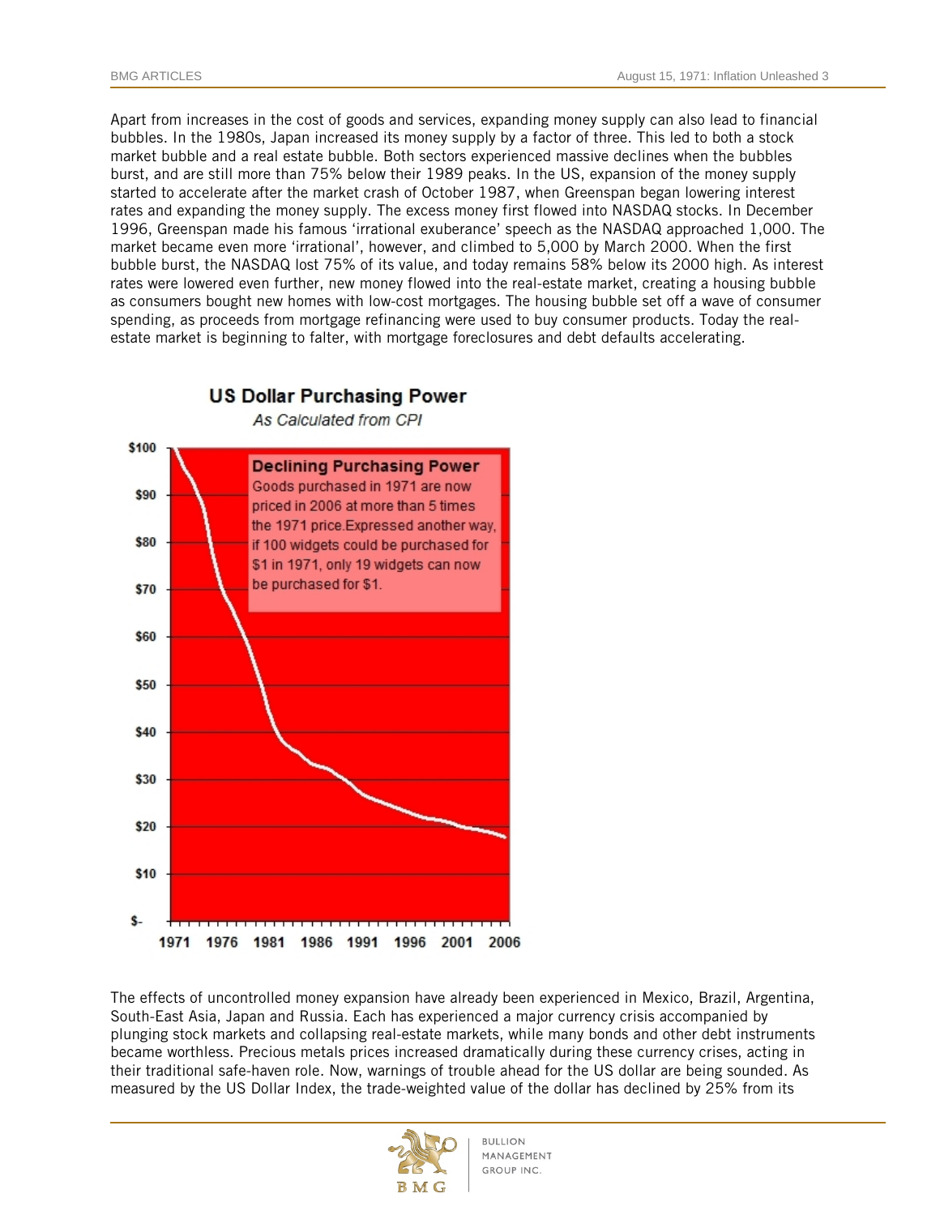Apart from increases in the cost of goods and services, expanding money supply can also lead to financial bubbles. In the 1980s, Japan increased its money supply by a factor of three. This led to both a stock market bubble and a real estate bubble. Both sectors experienced massive declines when the bubbles burst, and are still more than 75% below their 1989 peaks. In the US, expansion of the money supply started to accelerate after the market crash of October 1987, when Greenspan began lowering interest rates and expanding the money supply. The excess money first flowed into NASDAQ stocks. In December 1996, Greenspan made his famous 'irrational exuberance' speech as the NASDAQ approached 1,000. The market became even more 'irrational', however, and climbed to 5,000 by March 2000. When the first bubble burst, the NASDAQ lost 75% of its value, and today remains 58% below its 2000 high. As interest rates were lowered even further, new money flowed into the real-estate market, creating a housing bubble as consumers bought new homes with low-cost mortgages. The housing bubble set off a wave of consumer spending, as proceeds from mortgage refinancing were used to buy consumer products. Today the real-estate market is beginning to falter, with mortgage foreclosures and debt defaults accelerating.

**US Dollar Purchasing Power**

*As Calculated from CPI*

**Declining Purchasing Power**
Goods purchased in 1971 are now priced in 2006 at more than 5 times the 1971 price. Expressed another way, if 100 widgets could be purchased for $1 in 1971, only 19 widgets can now be purchased for $1.

The effects of uncontrolled money expansion have already been experienced in Mexico, Brazil, Argentina, South-East Asia, Japan and Russia. Each has experienced a major currency crisis accompanied by plunging stock markets and collapsing real-estate markets, while many bonds and other debt instruments became worthless. Precious metals prices increased dramatically during these currency crises, acting in their traditional safe-haven role. Now, warnings of trouble ahead for the US dollar are being sounded. As measured by the US Dollar Index, the trade-weighted value of the dollar has declined by 25% from its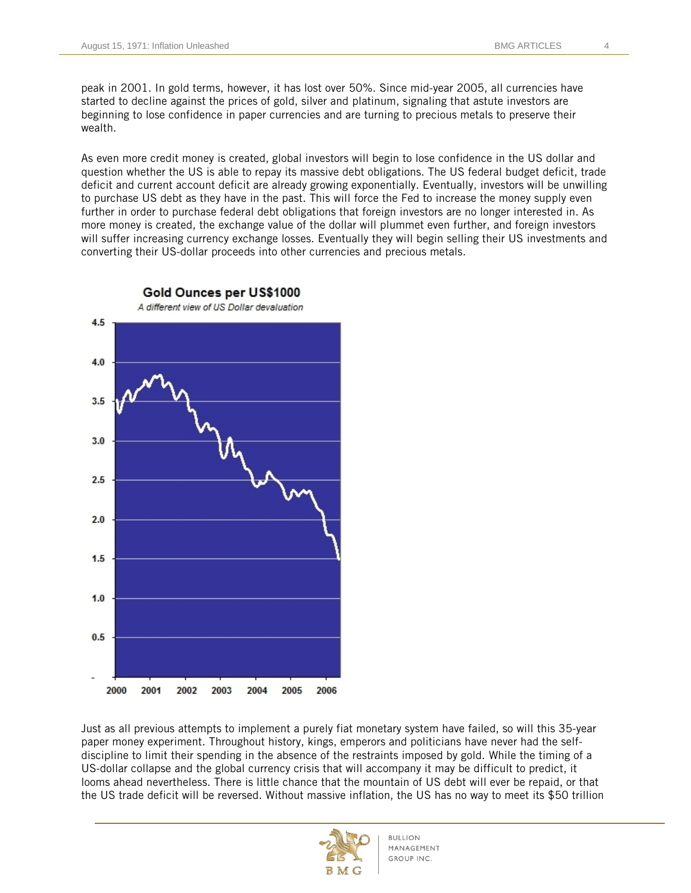peak in 2001. In gold terms, however, it has lost over 50%. Since mid-year 2005, all currencies have started to decline against the prices of gold, silver and platinum, signaling that astute investors are beginning to lose confidence in paper currencies and are turning to precious metals to preserve their wealth.

As even more credit money is created, global investors will begin to lose confidence in the US dollar and question whether the US is able to repay its massive debt obligations. The US federal budget deficit, trade deficit and current account deficit are already growing exponentially. Eventually, investors will be unwilling to purchase US debt as they have in the past. This will force the Fed to increase the money supply even further in order to purchase federal debt obligations that foreign investors are no longer interested in. As more money is created, the exchange value of the dollar will plummet even further, and foreign investors will suffer increasing currency exchange losses. Eventually they will begin selling their US investments and converting their US-dollar proceeds into other currencies and precious metals.

**Gold Ounces per US$1000**

*A different view of US Dollar devaluation*

Just as all previous attempts to implement a purely fiat monetary system have failed, so will this 35-year paper money experiment. Throughout history, kings, emperors and politicians have never had the self-discipline to limit their spending in the absence of the restraints imposed by gold. While the timing of a US-dollar collapse and the global currency crisis that will accompany it may be difficult to predict, it looms ahead nevertheless. There is little chance that the mountain of US debt will ever be repaid, or that the US trade deficit will be reversed. Without massive inflation, the US has no way to meet its $50 trillion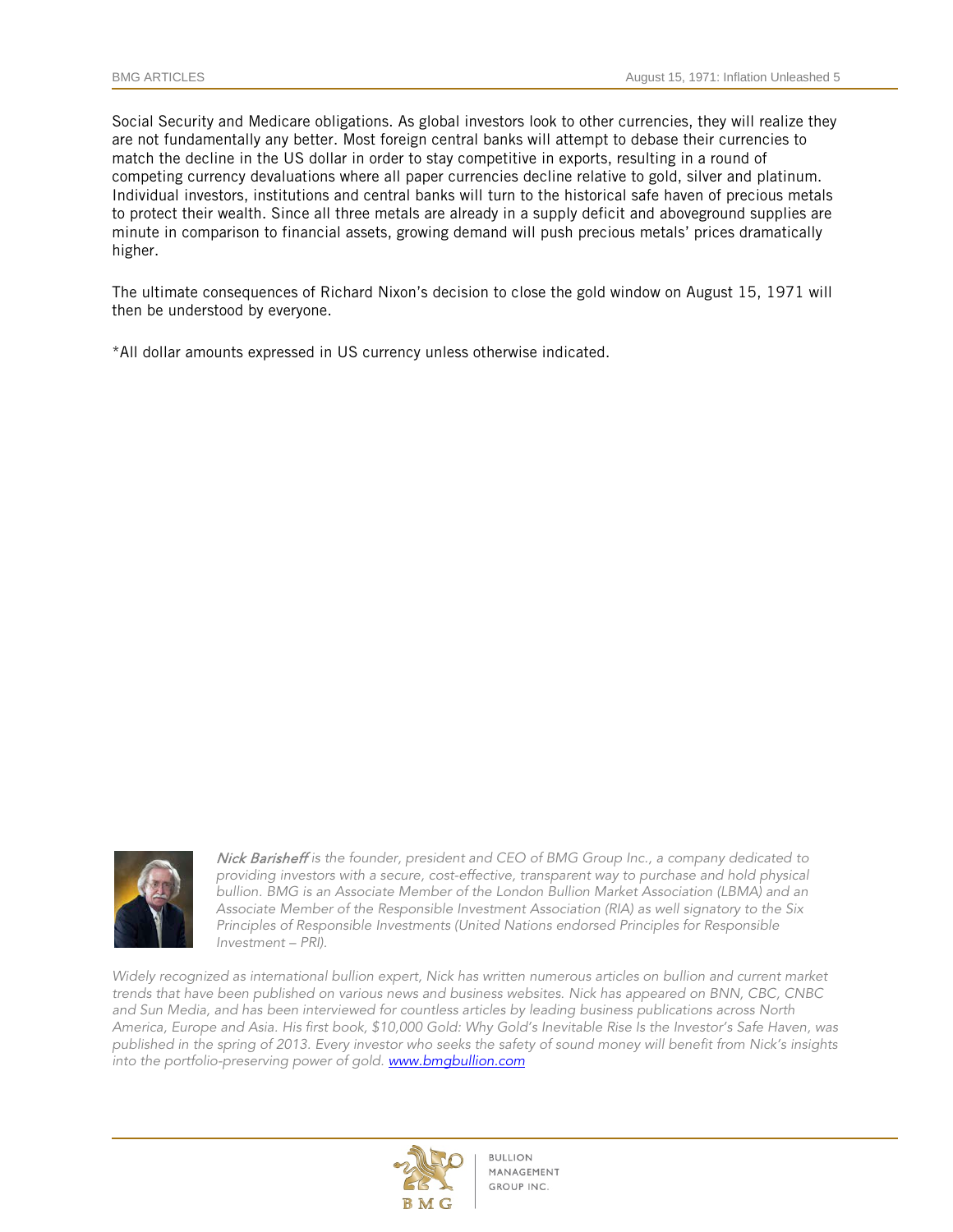Social Security and Medicare obligations. As global investors look to other currencies, they will realize they are not fundamentally any better. Most foreign central banks will attempt to debase their currencies to match the decline in the US dollar in order to stay competitive in exports, resulting in a round of competing currency devaluations where all paper currencies decline relative to gold, silver and platinum. Individual investors, institutions and central banks will turn to the historical safe haven of precious metals to protect their wealth. Since all three metals are already in a supply deficit and aboveground supplies are minute in comparison to financial assets, growing demand will push precious metals' prices dramatically higher.

The ultimate consequences of Richard Nixon's decision to close the gold window on August 15, 1971 will then be understood by everyone.

*All dollar amounts expressed in US currency unless otherwise indicated.

*Nick Barisheff is the founder, president and CEO of BMG Group Inc., a company dedicated to providing investors with a secure, cost-effective, transparent way to purchase and hold physical bullion. BMG is an Associate Member of the London Bullion Market Association (LBMA) and an Associate Member of the Responsible Investment Association (RIA) as well signatory to the Six Principles of Responsible Investments (United Nations endorsed Principles for Responsible Investment – PRI).*

*Widely recognized as international bullion expert, Nick has written numerous articles on bullion and current market trends that have been published on various news and business websites. Nick has appeared on BNN, CBC, CNBC and Sun Media, and has been interviewed for countless articles by leading business publications across North America, Europe and Asia. His first book, $10,000 Gold: Why Gold's Inevitable Rise Is the Investor's Safe Haven, was published in the spring of 2013. Every investor who seeks the safety of sound money will benefit from Nick's insights into the portfolio-preserving power of gold. [www.bmgbullion.com](http://www.bmgbullion.com)*

BMG

BULLION MANAGEMENT GROUP INC.